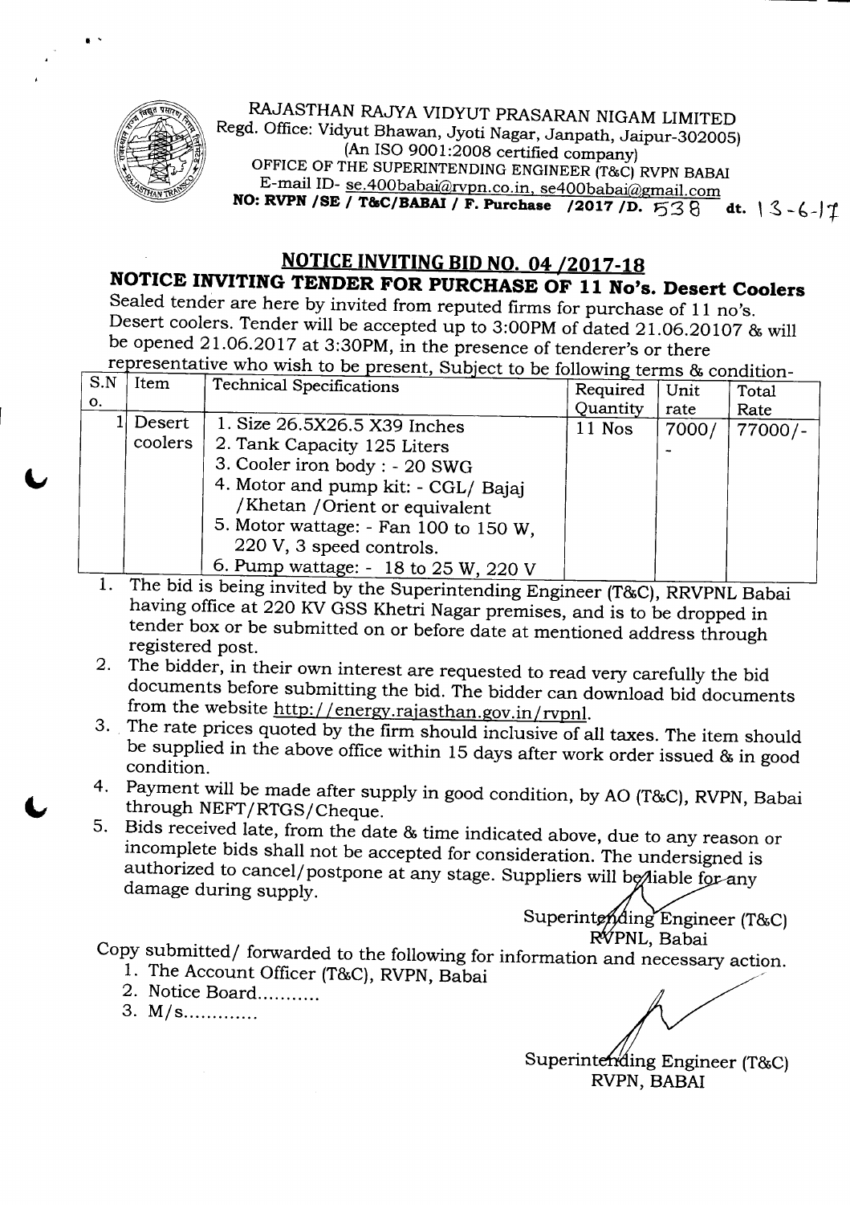RAJASTHAN RAJYA VIDYUT PRASARAN NIGAM LIMITED
Regd. Office: Vidyut Bhawan, Jyoti Nagar, Janpath, Jaipur-302005)
(An ISO 9001:2008 certified company)
OFFICE OF THE SUPERINTENDING ENGINEER (T&C) RVPN BABAI
E-mail ID- se.400babai@rvpn.co.in, se400babai@gmail.com
**NO: RVPN /SE / T&C/BABAI / F. Purchase /2017 /D. 538 dt. 13-6-17**

## NOTICE INVITING BID NO. 04 /2017-18

## NOTICE INVITING TENDER FOR PURCHASE OF 11 No's. Desert Coolers

Sealed tender are here by invited from reputed firms for purchase of 11 no's. Desert coolers. Tender will be accepted up to 3:00PM of dated 21.06.20107 & will be opened 21.06.2017 at 3:30PM, in the presence of tenderer's or there representative who wish to be present, Subject to be following terms & condition-

| S.No. | Item | Technical Specifications | Required Quantity | Unit rate | Total Rate |
|---|---|---|---|---|---|
| 1 | Desert coolers | 1. Size 26.5X26.5 X39 Inches<br>2. Tank Capacity 125 Liters<br>3. Cooler iron body : - 20 SWG<br>4. Motor and pump kit: - CGL/ Bajaj /Khetan /Orient or equivalent<br>5. Motor wattage: - Fan 100 to 150 W, 220 V, 3 speed controls.<br>6. Pump wattage: - 18 to 25 W, 220 V | 11 Nos | 7000/- | 77000/- |

1. The bid is being invited by the Superintending Engineer (T&C), RRVPNL Babai having office at 220 KV GSS Khetri Nagar premises, and is to be dropped in tender box or be submitted on or before date at mentioned address through registered post.
2. The bidder, in their own interest are requested to read very carefully the bid documents before submitting the bid. The bidder can download bid documents from the website http://energy.rajasthan.gov.in/rvpnl.
3. The rate prices quoted by the firm should inclusive of all taxes. The item should be supplied in the above office within 15 days after work order issued & in good condition.
4. Payment will be made after supply in good condition, by AO (T&C), RVPN, Babai through NEFT/RTGS/Cheque.
5. Bids received late, from the date & time indicated above, due to any reason or incomplete bids shall not be accepted for consideration. The undersigned is authorized to cancel/postpone at any stage. Suppliers will be liable for any damage during supply.

Superintending Engineer (T&C)
RVPNL, Babai

Copy submitted/ forwarded to the following for information and necessary action.

1. The Account Officer (T&C), RVPN, Babai
2. Notice Board...........
3. M/s.............

Superintending Engineer (T&C)
RVPN, BABAI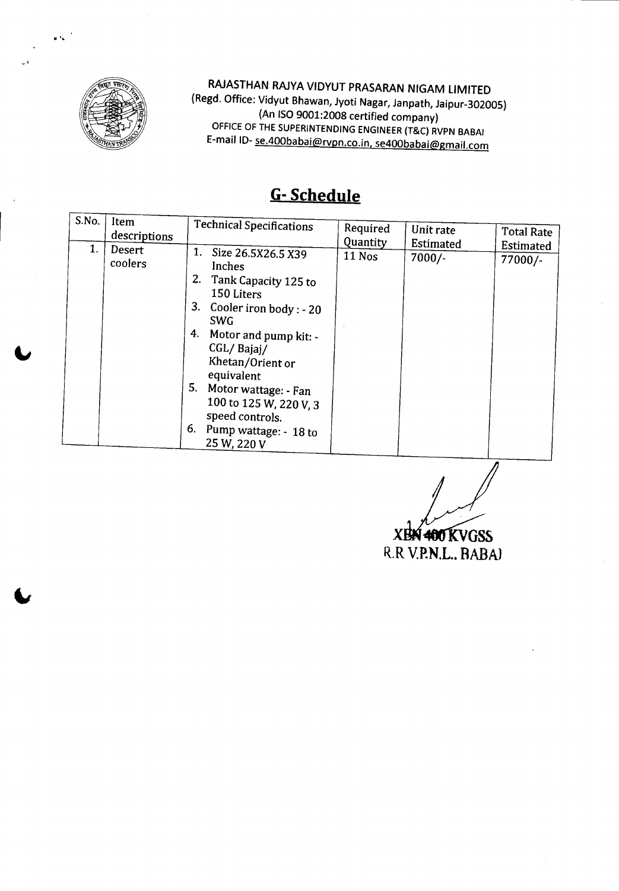RAJASTHAN RAJYA VIDYUT PRASARAN NIGAM LIMITED
(Regd. Office: Vidyut Bhawan, Jyoti Nagar, Janpath, Jaipur-302005)
(An ISO 9001:2008 certified company)
OFFICE OF THE SUPERINTENDING ENGINEER (T&C) RVPN BABAI
E-mail ID- se.400babai@rvpn.co.in, se400babai@gmail.com

# G- Schedule

| S.No. | Item descriptions | Technical Specifications | Required Quantity | Unit rate Estimated | Total Rate Estimated |
|---|---|---|---|---|---|
| 1. | Desert coolers | 1. Size 26.5X26.5 X39 Inches<br>2. Tank Capacity 125 to 150 Liters<br>3. Cooler iron body : - 20 SWG<br>4. Motor and pump kit: - CGL/ Bajaj/ Khetan/Orient or equivalent<br>5. Motor wattage: - Fan 100 to 125 W, 220 V, 3 speed controls.<br>6. Pump wattage: - 18 to 25 W, 220 V | 11 Nos | 7000/- | 77000/- |

XEN 400 KVGSS
R.R V.P.N.L.. BABAI